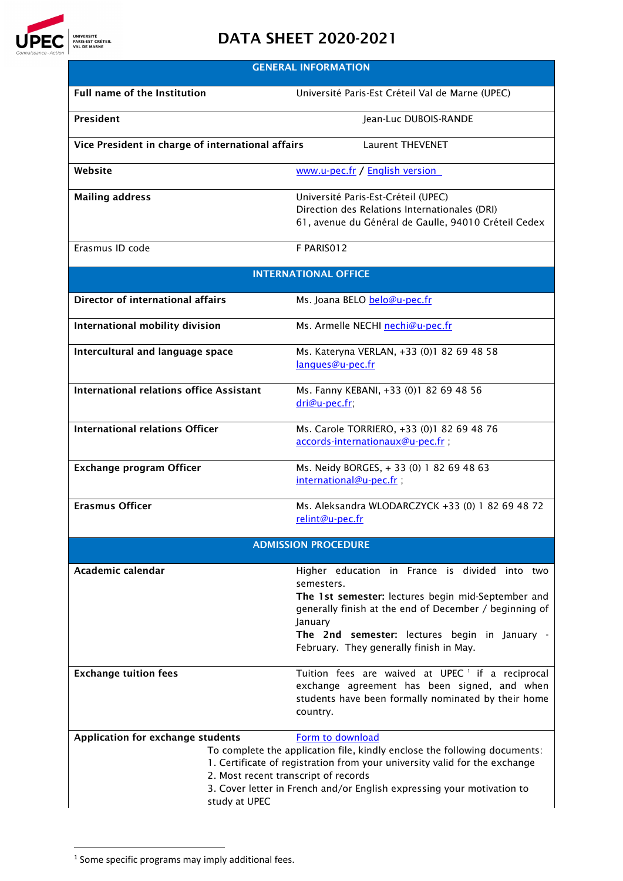# DATA SHEET 2020-2021

| GENERAL INFORMATION | |
|---|---|
| **Full name of the Institution** | Université Paris-Est Créteil Val de Marne (UPEC) |
| **President** | Jean-Luc DUBOIS-RANDE |
| **Vice President in charge of international affairs** | Laurent THEVENET |
| **Website** | www.u-pec.fr / English version |
| **Mailing address** | Université Paris-Est-Créteil (UPEC)<br>Direction des Relations Internationales (DRI)<br>61, avenue du Général de Gaulle, 94010 Créteil Cedex |
| Erasmus ID code | F PARIS012 |

| INTERNATIONAL OFFICE | |
|---|---|
| **Director of international affairs** | Ms. Joana BELO belo@u-pec.fr |
| **International mobility division** | Ms. Armelle NECHI nechi@u-pec.fr |
| **Intercultural and language space** | Ms. Kateryna VERLAN, +33 (0)1 82 69 48 58<br>langues@u-pec.fr |
| **International relations office Assistant** | Ms. Fanny KEBANI, +33 (0)1 82 69 48 56<br>dri@u-pec.fr; |
| **International relations Officer** | Ms. Carole TORRIERO, +33 (0)1 82 69 48 76<br>accords-internationaux@u-pec.fr ; |
| **Exchange program Officer** | Ms. Neidy BORGES, + 33 (0) 1 82 69 48 63<br>international@u-pec.fr ; |
| **Erasmus Officer** | Ms. Aleksandra WLODARCZYCK +33 (0) 1 82 69 48 72<br>relint@u-pec.fr |

| ADMISSION PROCEDURE | |
|---|---|
| **Academic calendar** | Higher education in France is divided into two semesters.<br>**The 1st semester:** lectures begin mid-September and generally finish at the end of December / beginning of January<br>**The 2nd semester:** lectures begin in January - February. They generally finish in May. |
| **Exchange tuition fees** | Tuition fees are waived at UPEC [1] if a reciprocal exchange agreement has been signed, and when students have been formally nominated by their home country. |
| **Application for exchange students** | Form to download<br>To complete the application file, kindly enclose the following documents:<br>1. Certificate of registration from your university valid for the exchange<br>2. Most recent transcript of records<br>3. Cover letter in French and/or English expressing your motivation to study at UPEC |

[1] Some specific programs may imply additional fees.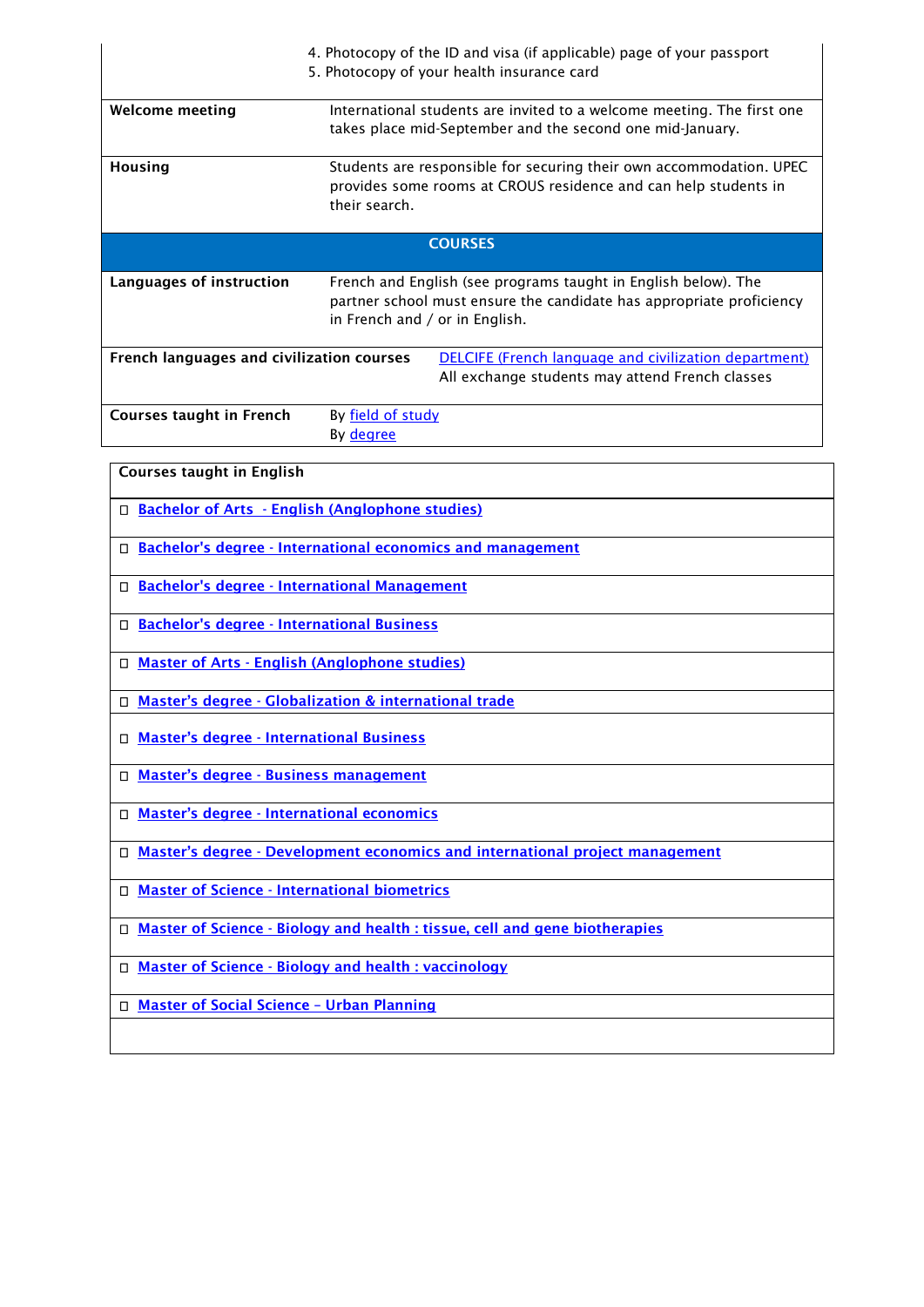|  |  |
|---|---|
|  | 4. Photocopy of the ID and visa (if applicable) page of your passport<br>5. Photocopy of your health insurance card |
| **Welcome meeting** | International students are invited to a welcome meeting. The first one takes place mid-September and the second one mid-January. |
| **Housing** | Students are responsible for securing their own accommodation. UPEC provides some rooms at CROUS residence and can help students in their search. |
| **COURSES** |  |
| **Languages of instruction** | French and English (see programs taught in English below). The partner school must ensure the candidate has appropriate proficiency in French and / or in English. |
| **French languages and civilization courses** | DELCIFE (French language and civilization department)<br>All exchange students may attend French classes |
| **Courses taught in French** | By field of study<br>By degree |

| **Courses taught in English** |
|---|
| ◻ **Bachelor of Arts - English (Anglophone studies)** |
| ◻ **Bachelor's degree - International economics and management** |
| ◻ **Bachelor's degree - International Management** |
| ◻ **Bachelor's degree - International Business** |
| ◻ **Master of Arts - English (Anglophone studies)** |
| ◻ **Master's degree - Globalization & international trade** |
| ◻ **Master's degree - International Business** |
| ◻ **Master's degree - Business management** |
| ◻ **Master's degree - International economics** |
| ◻ **Master's degree - Development economics and international project management** |
| ◻ **Master of Science - International biometrics** |
| ◻ **Master of Science - Biology and health : tissue, cell and gene biotherapies** |
| ◻ **Master of Science - Biology and health : vaccinology** |
| ◻ **Master of Social Science – Urban Planning** |
|  |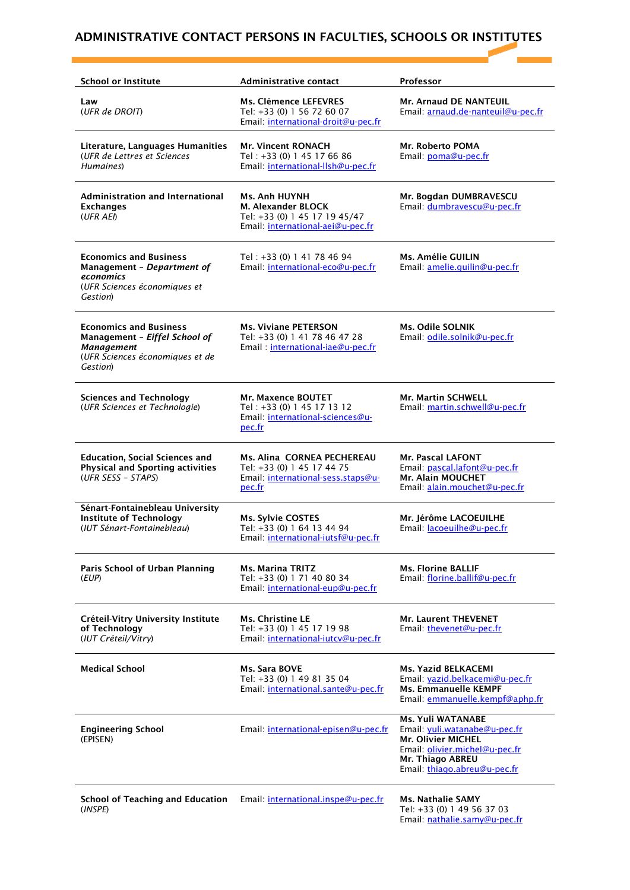## ADMINISTRATIVE CONTACT PERSONS IN FACULTIES, SCHOOLS OR INSTITUTES

| School or Institute | Administrative contact | Professor |
|---|---|---|
| **Law**<br>(*UFR de DROIT*) | **Ms. Clémence LEFEVRES**<br>Tel: +33 (0) 1 56 72 60 07<br>Email: international-droit@u-pec.fr | **Mr. Arnaud DE NANTEUIL**<br>Email: arnaud.de-nanteuil@u-pec.fr |
| **Literature, Languages Humanities**<br>(*UFR de Lettres et Sciences Humaines*) | **Mr. Vincent RONACH**<br>Tel : +33 (0) 1 45 17 66 86<br>Email: international-llsh@u-pec.fr | **Mr. Roberto POMA**<br>Email: poma@u-pec.fr |
| **Administration and International Exchanges**<br>(*UFR AEI*) | **Ms. Anh HUYNH**<br>**M. Alexander BLOCK**<br>Tel: +33 (0) 1 45 17 19 45/47<br>Email: international-aei@u-pec.fr | **Mr. Bogdan DUMBRAVESCU**<br>Email: dumbravescu@u-pec.fr |
| **Economics and Business Management – *Department of economics***<br>(*UFR Sciences économiques et Gestion*) | Tel : +33 (0) 1 41 78 46 94<br>Email: international-eco@u-pec.fr | **Ms. Amélie GUILIN**<br>Email: amelie.guilin@u-pec.fr |
| **Economics and Business Management – *Eiffel School of Management***<br>(*UFR Sciences économiques et de Gestion*) | **Ms. Viviane PETERSON**<br>Tel: +33 (0) 1 41 78 46 47 28<br>Email : international-iae@u-pec.fr | **Ms. Odile SOLNIK**<br>Email: odile.solnik@u-pec.fr |
| **Sciences and Technology**<br>(*UFR Sciences et Technologie*) | **Mr. Maxence BOUTET**<br>Tel : +33 (0) 1 45 17 13 12<br>Email: international-sciences@u-pec.fr | **Mr. Martin SCHWELL**<br>Email: martin.schwell@u-pec.fr |
| **Education, Social Sciences and Physical and Sporting activities**<br>(*UFR SESS – STAPS*) | **Ms. Alina CORNEA PECHEREAU**<br>Tel: +33 (0) 1 45 17 44 75<br>Email: international-sess.staps@u-pec.fr | **Mr. Pascal LAFONT**<br>Email: pascal.lafont@u-pec.fr<br>**Mr. Alain MOUCHET**<br>Email: alain.mouchet@u-pec.fr |
| **Sénart-Fontainebleau University Institute of Technology**<br>(*IUT Sénart-Fontainebleau*) | **Ms. Sylvie COSTES**<br>Tel: +33 (0) 1 64 13 44 94<br>Email: international-iutsf@u-pec.fr | **Mr. Jérôme LACOEUILHE**<br>Email: lacoeuilhe@u-pec.fr |
| **Paris School of Urban Planning**<br>(*EUP*) | **Ms. Marina TRITZ**<br>Tel: +33 (0) 1 71 40 80 34<br>Email: international-eup@u-pec.fr | **Ms. Florine BALLIF**<br>Email: florine.ballif@u-pec.fr |
| **Créteil-Vitry University Institute of Technology**<br>(*IUT Créteil/Vitry*) | **Ms. Christine LE**<br>Tel: +33 (0) 1 45 17 19 98<br>Email: international-iutcv@u-pec.fr | **Mr. Laurent THEVENET**<br>Email: thevenet@u-pec.fr |
| **Medical School** | **Ms. Sara BOVE**<br>Tel: +33 (0) 1 49 81 35 04<br>Email: international.sante@u-pec.fr | **Ms. Yazid BELKACEMI**<br>Email: yazid.belkacemi@u-pec.fr<br>**Ms. Emmanuelle KEMPF**<br>Email: emmanuelle.kempf@aphp.fr |
| **Engineering School**<br>(EPISEN) | Email: international-episen@u-pec.fr | **Ms. Yuli WATANABE**<br>Email: yuli.watanabe@u-pec.fr<br>**Mr. Olivier MICHEL**<br>Email: olivier.michel@u-pec.fr<br>**Mr. Thiago ABREU**<br>Email: thiago.abreu@u-pec.fr |
| **School of Teaching and Education**<br>(*INSPE*) | Email: international.inspe@u-pec.fr | **Ms. Nathalie SAMY**<br>Tel: +33 (0) 1 49 56 37 03<br>Email: nathalie.samy@u-pec.fr |